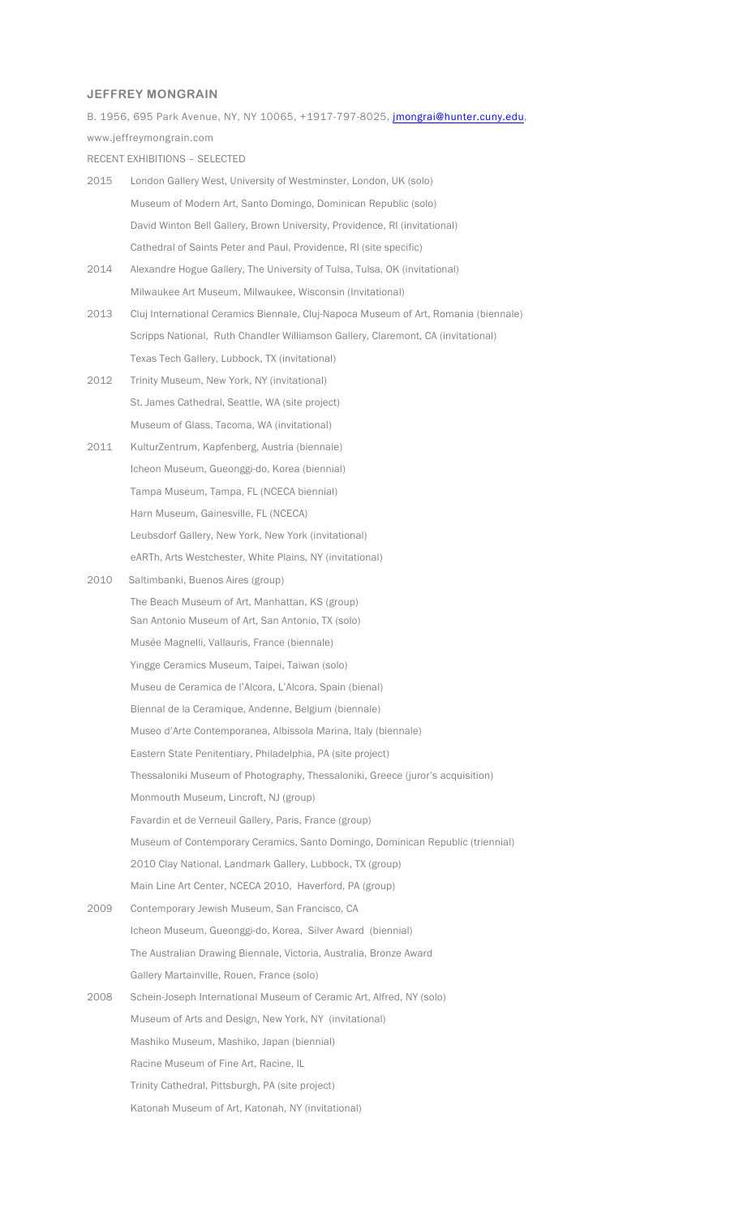## JEFFREY MONGRAIN

B. 1956, 695 Park Avenue, NY, NY 10065, +1917-797-8025, jmongrai@hunter.cuny.edu,
www.jeffreymongrain.com

RECENT EXHIBITIONS – SELECTED

2015 London Gallery West, University of Westminster, London, UK (solo)
Museum of Modern Art, Santo Domingo, Dominican Republic (solo)
David Winton Bell Gallery, Brown University, Providence, RI (invitational)
Cathedral of Saints Peter and Paul, Providence, RI (site specific)

2014 Alexandre Hogue Gallery, The University of Tulsa, Tulsa, OK (invitational)
Milwaukee Art Museum, Milwaukee, Wisconsin (Invitational)

2013 Cluj International Ceramics Biennale, Cluj-Napoca Museum of Art, Romania (biennale)
Scripps National, Ruth Chandler Williamson Gallery, Claremont, CA (invitational)
Texas Tech Gallery, Lubbock, TX (invitational)

2012 Trinity Museum, New York, NY (invitational)
St. James Cathedral, Seattle, WA (site project)
Museum of Glass, Tacoma, WA (invitational)

2011 KulturZentrum, Kapfenberg, Austria (biennale)
Icheon Museum, Gueonggi-do, Korea (biennial)
Tampa Museum, Tampa, FL (NCECA biennial)
Harn Museum, Gainesville, FL (NCECA)
Leubsdorf Gallery, New York, New York (invitational)
eARTh, Arts Westchester, White Plains, NY (invitational)

2010 Saltimbanki, Buenos Aires (group)
The Beach Museum of Art, Manhattan, KS (group)
San Antonio Museum of Art, San Antonio, TX (solo)
Musée Magnelli, Vallauris, France (biennale)
Yingge Ceramics Museum, Taipei, Taiwan (solo)
Museu de Ceramica de l'Alcora, L'Alcora, Spain (bienal)
Biennal de la Ceramique, Andenne, Belgium (biennale)
Museo d'Arte Contemporanea, Albissola Marina, Italy (biennale)
Eastern State Penitentiary, Philadelphia, PA (site project)
Thessaloniki Museum of Photography, Thessaloniki, Greece (juror's acquisition)
Monmouth Museum, Lincroft, NJ (group)
Favardin et de Verneuil Gallery, Paris, France (group)
Museum of Contemporary Ceramics, Santo Domingo, Dominican Republic (triennial)
2010 Clay National, Landmark Gallery, Lubbock, TX (group)
Main Line Art Center, NCECA 2010, Haverford, PA (group)

2009 Contemporary Jewish Museum, San Francisco, CA
Icheon Museum, Gueonggi-do, Korea, Silver Award (biennial)
The Australian Drawing Biennale, Victoria, Australia, Bronze Award
Gallery Martainville, Rouen, France (solo)

2008 Schein-Joseph International Museum of Ceramic Art, Alfred, NY (solo)
Museum of Arts and Design, New York, NY (invitational)
Mashiko Museum, Mashiko, Japan (biennial)
Racine Museum of Fine Art, Racine, IL
Trinity Cathedral, Pittsburgh, PA (site project)
Katonah Museum of Art, Katonah, NY (invitational)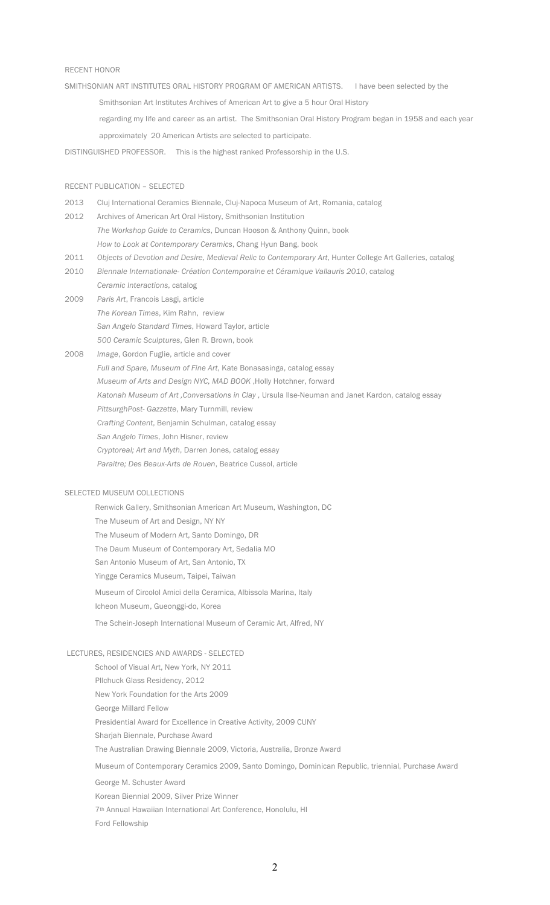## RECENT HONOR

SMITHSONIAN ART INSTITUTES ORAL HISTORY PROGRAM OF AMERICAN ARTISTS. I have been selected by the Smithsonian Art Institutes Archives of American Art to give a 5 hour Oral History regarding my life and career as an artist. The Smithsonian Oral History Program began in 1958 and each year approximately 20 American Artists are selected to participate.

DISTINGUISHED PROFESSOR. This is the highest ranked Professorship in the U.S.

## RECENT PUBLICATION – SELECTED

2013 Cluj International Ceramics Biennale, Cluj-Napoca Museum of Art, Romania, catalog

2012 Archives of American Art Oral History, Smithsonian Institution
*The Workshop Guide to Ceramics*, Duncan Hooson & Anthony Quinn, book
*How to Look at Contemporary Ceramics*, Chang Hyun Bang, book

2011 *Objects of Devotion and Desire, Medieval Relic to Contemporary Art*, Hunter College Art Galleries, catalog

2010 *Biennale Internationale- Création Contemporaine et Céramique Vallauris 2010*, catalog
*Ceramic Interactions*, catalog

2009 *Paris Art*, Francois Lasgi, article
*The Korean Times*, Kim Rahn, review
*San Angelo Standard Times*, Howard Taylor, article
*500 Ceramic Sculptures*, Glen R. Brown, book

2008 *Image*, Gordon Fuglie, article and cover
*Full and Spare, Museum of Fine Art*, Kate Bonasasinga, catalog essay
*Museum of Arts and Design NYC, MAD BOOK* ,Holly Hotchner, forward
*Katonah Museum of Art ,Conversations in Clay* , Ursula Ilse-Neuman and Janet Kardon, catalog essay
*PittsurghPost- Gazzette*, Mary Turnmill, review
*Crafting Content*, Benjamin Schulman, catalog essay
*San Angelo Times*, John Hisner, review
*Cryptoreal; Art and Myth*, Darren Jones, catalog essay
*Paraitre; Des Beaux-Arts de Rouen*, Beatrice Cussol, article

## SELECTED MUSEUM COLLECTIONS

Renwick Gallery, Smithsonian American Art Museum, Washington, DC
The Museum of Art and Design, NY NY
The Museum of Modern Art, Santo Domingo, DR
The Daum Museum of Contemporary Art, Sedalia MO
San Antonio Museum of Art, San Antonio, TX
Yingge Ceramics Museum, Taipei, Taiwan
Museum of Circolol Amici della Ceramica, Albissola Marina, Italy
Icheon Museum, Gueonggi-do, Korea
The Schein-Joseph International Museum of Ceramic Art, Alfred, NY

## LECTURES, RESIDENCIES AND AWARDS - SELECTED

School of Visual Art, New York, NY 2011
PIlchuck Glass Residency, 2012
New York Foundation for the Arts 2009
George Millard Fellow
Presidential Award for Excellence in Creative Activity, 2009 CUNY
Sharjah Biennale, Purchase Award
The Australian Drawing Biennale 2009, Victoria, Australia, Bronze Award
Museum of Contemporary Ceramics 2009, Santo Domingo, Dominican Republic, triennial, Purchase Award
George M. Schuster Award
Korean Biennial 2009, Silver Prize Winner
7th Annual Hawaiian International Art Conference, Honolulu, HI
Ford Fellowship